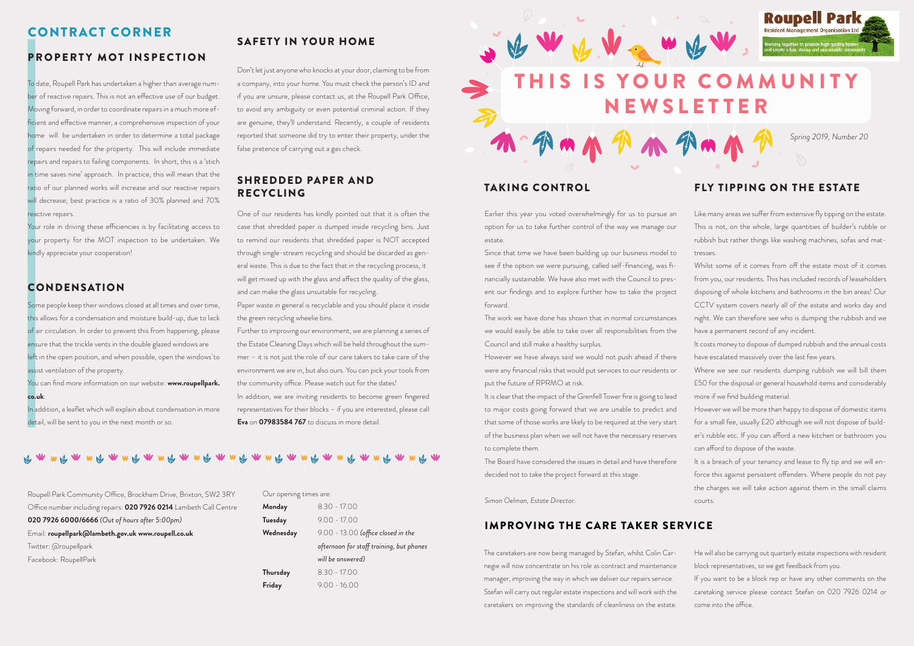# THIS IS YOUR COMMUNITY NEWSLETTER

*Spring 2019, Number 20*

**Roupell Park**
Resident Management Organisation Ltd
Working together to provide high quality homes and create a fair, strong and sustainable community

## TAKING CONTROL

Earlier this year you voted overwhelmingly for us to pursue an option for us to take further control of the way we manage our estate.

Since that time we have been building up our business model to see if the option we were pursuing, called self-financing, was financially sustainable. We have also met with the Council to present our findings and to explore further how to take the project forward.

The work we have done has shown that in normal circumstances we would easily be able to take over all responsibilities from the Council and still make a healthy surplus.

However we have always said we would not push ahead if there were any financial risks that would put services to our residents or put the future of RPRMO at risk.

It is clear that the impact of the Grenfell Tower fire is going to lead to major costs going forward that we are unable to predict and that some of those works are likely to be required at the very start of the business plan when we will not have the necessary reserves to complete them.

The Board have considered the issues in detail and have therefore decided not to take the project forward at this stage.

*Simon Oelman, Estate Director.*

## FLY TIPPING ON THE ESTATE

Like many areas we suffer from extensive fly tipping on the estate. This is not, on the whole, large quantities of builder's rubble or rubbish but rather things like washing machines, sofas and mattresses.

Whilst some of it comes from off the estate most of it comes from you, our residents. This has included records of leaseholders disposing of whole kitchens and bathrooms in the bin areas! Our CCTV system covers nearly all of the estate and works day and night. We can therefore see who is dumping the rubbish and we have a permanent record of any incident.

It costs money to dispose of dumped rubbish and the annual costs have escalated massively over the last few years.

Where we see our residents dumping rubbish we will bill them £50 for the disposal or general household items and considerably more if we find building material.

However we will be more than happy to dispose of domestic items for a small fee, usually £20 although we will not dispose of builder's rubble etc. If you can afford a new kitchen or bathroom you can afford to dispose of the waste.

It is a breach of your tenancy and lease to fly tip and we will enforce this against persistent offenders. Where people do not pay the charges we will take action against them in the small claims courts.

## IMPROVING THE CARE TAKER SERVICE

The caretakers are now being managed by Stefan, whilst Colin Carnegie will now concentrate on his role as contract and maintenance manager, improving the way in which we deliver our repairs service. Stefan will carry out regular estate inspections and will work with the caretakers on improving the standards of cleanliness on the estate.

He will also be carrying out quarterly estate inspections with resident block representatives, so we get feedback from you.

If you want to be a block rep or have any other comments on the caretaking service please contact Stefan on 020 7926 0214 or come into the office.

# CONTRACT CORNER

## PROPERTY MOT INSPECTION

To date, Roupell Park has undertaken a higher than average number of reactive repairs. This is not an effective use of our budget. Moving forward, in order to coordinate repairs in a much more efficient and effective manner, a comprehensive inspection of your home will be undertaken in order to determine a total package of repairs needed for the property. This will include immediate repairs and repairs to failing components. In short, this is a 'stich in time saves nine' approach. In practice, this will mean that the ratio of our planned works will increase and our reactive repairs will decrease; best practice is a ratio of 30% planned and 70% reactive repairs.

Your role in driving these efficiencies is by facilitating access to your property for the MOT inspection to be undertaken. We kindly appreciate your cooperation!

## CONDENSATION

Some people keep their windows closed at all times and over time, this allows for a condensation and moisture build-up, due to lack of air circulation. In order to prevent this from happening, please ensure that the trickle vents in the double glazed windows are left in the open position, and when possible, open the windows to assist ventilation of the property.

You can find more information on our website: **www.roupellpark.co.uk**.

In addition, a leaflet which will explain about condensation in more detail, will be sent to you in the next month or so.

## SAFETY IN YOUR HOME

Don't let just anyone who knocks at your door, claiming to be from a company, into your home. You must check the person's ID and if you are unsure, please contact us, at the Roupell Park Office, to avoid any ambiguity or even potential criminal action. If they are genuine, they'll understand. Recently, a couple of residents reported that someone did try to enter their property, under the false pretence of carrying out a gas check.

## SHREDDED PAPER AND RECYCLING

One of our residents has kindly pointed out that it is often the case that shredded paper is dumped inside recycling bins. Just to remind our residents that shredded paper is NOT accepted through single-stream recycling and should be discarded as general waste. This is due to the fact that in the recycling process, it will get mixed up with the glass and affect the quality of the glass, and can make the glass unsuitable for recycling.

Paper waste in general is recyclable and you should place it inside the green recycling wheelie bins.

Further to improving our environment, we are planning a series of the Estate Cleaning Days which will be held throughout the summer – it is not just the role of our care takers to take care of the environment we are in, but also ours. You can pick your tools from the community office. Please watch out for the dates!

In addition, we are inviting residents to become green fingered representatives for their blocks – if you are interested, please call **Eva** on **07983584 767** to discuss in more detail.

Roupell Park Community Office, Brockham Drive, Brixton, SW2 3RY
Office number including repairs: **020 7926 0214** Lambeth Call Centre **020 7926 6000/6666** *(Out of hours after 5:00pm)*
Email: **roupellpark@lambeth.gov.uk** **www.roupell.co.uk**
Twitter: @roupellpark
Facebook: RoupellPark

Our opening times are:

| | |
|---|---|
| **Monday** | 8.30 - 17.00 |
| **Tuesday** | 9.00 - 17.00 |
| **Wednesday** | 9.00 - 13.00 *(office closed in the afternoon for staff training, but phones will be answered)* |
| **Thursday** | 8.30 - 17.00 |
| **Friday** | 9.00 - 16.00 |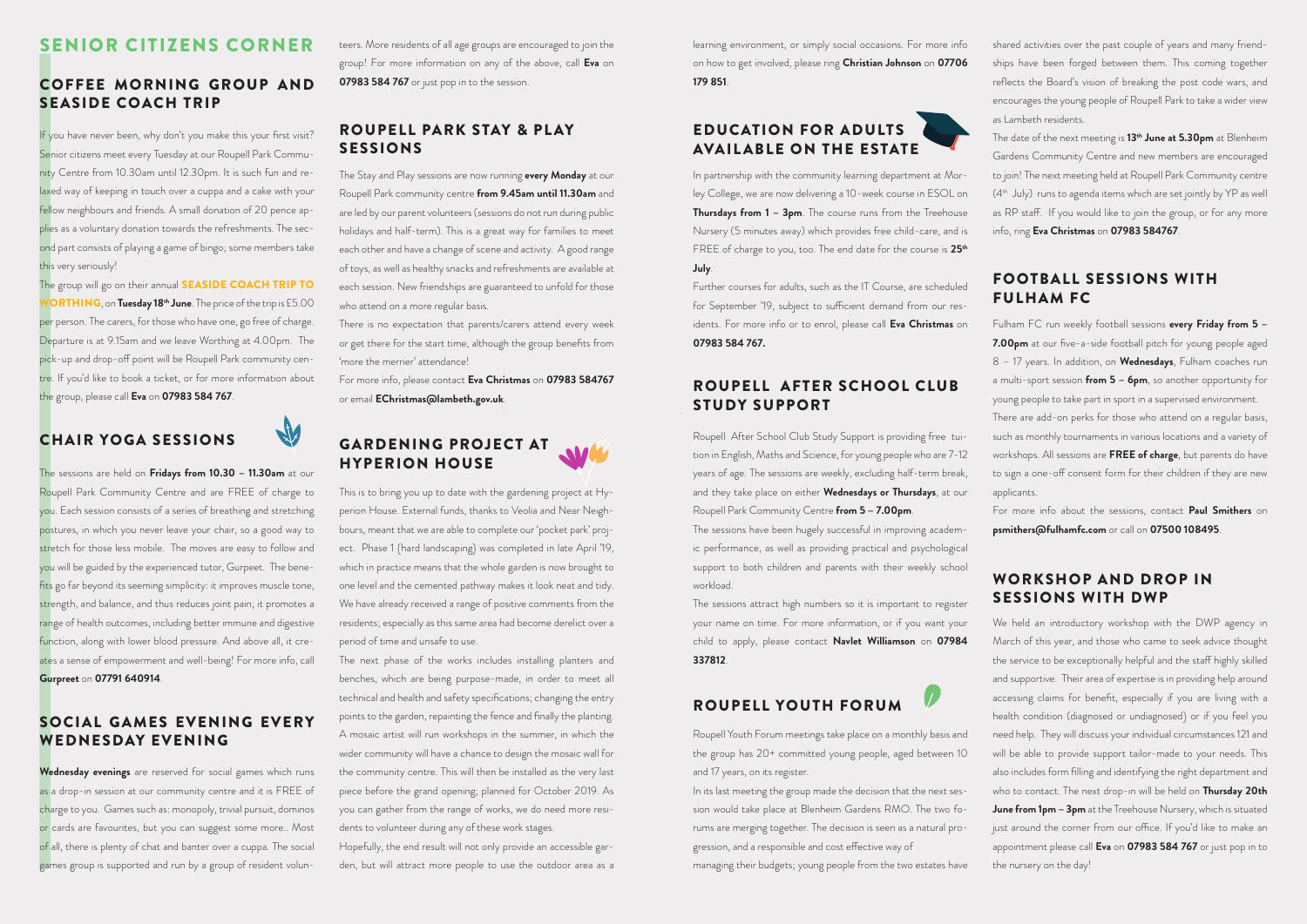# SENIOR CITIZENS CORNER

## COFFEE MORNING GROUP AND SEASIDE COACH TRIP

If you have never been, why don't you make this your first visit? Senior citizens meet every Tuesday at our Roupell Park Community Centre from 10.30am until 12.30pm. It is such fun and relaxed way of keeping in touch over a cuppa and a cake with your fellow neighbours and friends. A small donation of 20 pence applies as a voluntary donation towards the refreshments. The second part consists of playing a game of bingo; some members take this very seriously!

The group will go on their annual **SEASIDE COACH TRIP TO WORTHING**, on **Tuesday 18th June**. The price of the trip is £5.00 per person. The carers, for those who have one, go free of charge. Departure is at 9.15am and we leave Worthing at 4.00pm. The pick-up and drop-off point will be Roupell Park community centre. If you'd like to book a ticket, or for more information about the group, please call **Eva** on **07983 584 767**.

## CHAIR YOGA SESSIONS

The sessions are held on **Fridays from 10.30 – 11.30am** at our Roupell Park Community Centre and are FREE of charge to you. Each session consists of a series of breathing and stretching postures, in which you never leave your chair, so a good way to stretch for those less mobile. The moves are easy to follow and you will be guided by the experienced tutor, Gurpeet. The benefits go far beyond its seeming simplicity: it improves muscle tone, strength, and balance, and thus reduces joint pain; it promotes a range of health outcomes, including better immune and digestive function, along with lower blood pressure. And above all, it creates a sense of empowerment and well-being! For more info, call **Gurpreet** on **07791 640914**.

## SOCIAL GAMES EVENING EVERY WEDNESDAY EVENING

**Wednesday evenings** are reserved for social games which runs as a drop-in session at our community centre and it is FREE of charge to you. Games such as: monopoly, trivial pursuit, dominos or cards are favourites, but you can suggest some more.. Most of all, there is plenty of chat and banter over a cuppa. The social games group is supported and run by a group of resident volunteers. More residents of all age groups are encouraged to join the group! For more information on any of the above, call **Eva** on **07983 584 767** or just pop in to the session.

## ROUPELL PARK STAY & PLAY SESSIONS

The Stay and Play sessions are now running **every Monday** at our Roupell Park community centre **from 9.45am until 11.30am** and are led by our parent volunteers (sessions do not run during public holidays and half-term). This is a great way for families to meet each other and have a change of scene and activity. A good range of toys, as well as healthy snacks and refreshments are available at each session. New friendships are guaranteed to unfold for those who attend on a more regular basis.

There is no expectation that parents/carers attend every week or get there for the start time, although the group benefits from 'more the merrier' attendance!

For more info, please contact **Eva Christmas** on **07983 584767** or email **EChristmas@lambeth.gov.uk**.

## GARDENING PROJECT AT HYPERION HOUSE

This is to bring you up to date with the gardening project at Hyperion House. External funds, thanks to Veolia and Near Neighbours, meant that we are able to complete our 'pocket park' project. Phase 1 (hard landscaping) was completed in late April '19, which in practice means that the whole garden is now brought to one level and the cemented pathway makes it look neat and tidy. We have already received a range of positive comments from the residents; especially as this same area had become derelict over a period of time and unsafe to use.

The next phase of the works includes installing planters and benches, which are being purpose-made, in order to meet all technical and health and safety specifications; changing the entry points to the garden, repainting the fence and finally the planting. A mosaic artist will run workshops in the summer, in which the wider community will have a chance to design the mosaic wall for the community centre. This will then be installed as the very last piece before the grand opening; planned for October 2019. As you can gather from the range of works, we do need more residents to volunteer during any of these work stages.

Hopefully, the end result will not only provide an accessible garden, but will attract more people to use the outdoor area as a learning environment, or simply social occasions. For more info on how to get involved, please ring **Christian Johnson** on **07706 179 851**.

## EDUCATION FOR ADULTS AVAILABLE ON THE ESTATE

In partnership with the community learning department at Morley College, we are now delivering a 10-week course in ESOL on **Thursdays from 1 – 3pm**. The course runs from the Treehouse Nursery (5 minutes away) which provides free child-care, and is FREE of charge to you, too. The end date for the course is **25th July**.

Further courses for adults, such as the IT Course, are scheduled for September '19, subject to sufficient demand from our residents. For more info or to enrol, please call **Eva Christmas** on **07983 584 767.**

## ROUPELL AFTER SCHOOL CLUB STUDY SUPPORT

Roupell After School Club Study Support is providing free tuition in English, Maths and Science, for young people who are 7-12 years of age. The sessions are weekly, excluding half-term break, and they take place on either **Wednesdays or Thursdays**, at our Roupell Park Community Centre **from 5 – 7.00pm**.

The sessions have been hugely successful in improving academic performance, as well as providing practical and psychological support to both children and parents with their weekly school workload.

The sessions attract high numbers so it is important to register your name on time. For more information, or if you want your child to apply, please contact **Navlet Williamson** on **07984 337812**.

## ROUPELL YOUTH FORUM

Roupell Youth Forum meetings take place on a monthly basis and the group has 20+ committed young people, aged between 10 and 17 years, on its register.

In its last meeting the group made the decision that the next session would take place at Blenheim Gardens RMO. The two forums are merging together. The decision is seen as a natural progression, and a responsible and cost effective way of managing their budgets; young people from the two estates have shared activities over the past couple of years and many friendships have been forged between them. This coming together reflects the Board's vision of breaking the post code wars, and encourages the young people of Roupell Park to take a wider view as Lambeth residents.

The date of the next meeting is **13th June at 5.30pm** at Blenheim Gardens Community Centre and new members are encouraged to join! The next meeting held at Roupell Park Community centre (4th July) runs to agenda items which are set jointly by YP as well as RP staff. If you would like to join the group, or for any more info, ring **Eva Christmas** on **07983 584767**.

## FOOTBALL SESSIONS WITH FULHAM FC

Fulham FC run weekly football sessions **every Friday from 5 – 7.00pm** at our five-a-side football pitch for young people aged 8 – 17 years. In addition, on **Wednesdays**, Fulham coaches run a multi-sport session **from 5 – 6pm**, so another opportunity for young people to take part in sport in a supervised environment.

There are add-on perks for those who attend on a regular basis, such as monthly tournaments in various locations and a variety of workshops. All sessions are **FREE of charge**, but parents do have to sign a one-off consent form for their children if they are new applicants.

For more info about the sessions, contact **Paul Smithers** on **psmithers@fulhamfc.com** or call on **07500 108495**.

## WORKSHOP AND DROP IN SESSIONS WITH DWP

We held an introductory workshop with the DWP agency in March of this year, and those who came to seek advice thought the service to be exceptionally helpful and the staff highly skilled and supportive. Their area of expertise is in providing help around accessing claims for benefit, especially if you are living with a health condition (diagnosed or undiagnosed) or if you feel you need help. They will discuss your individual circumstances 121 and will be able to provide support tailor-made to your needs. This also includes form filling and identifying the right department and who to contact. The next drop-in will be held on **Thursday 20th June from 1pm – 3pm** at the Treehouse Nursery, which is situated just around the corner from our office. If you'd like to make an appointment please call **Eva** on **07983 584 767** or just pop in to the nursery on the day!